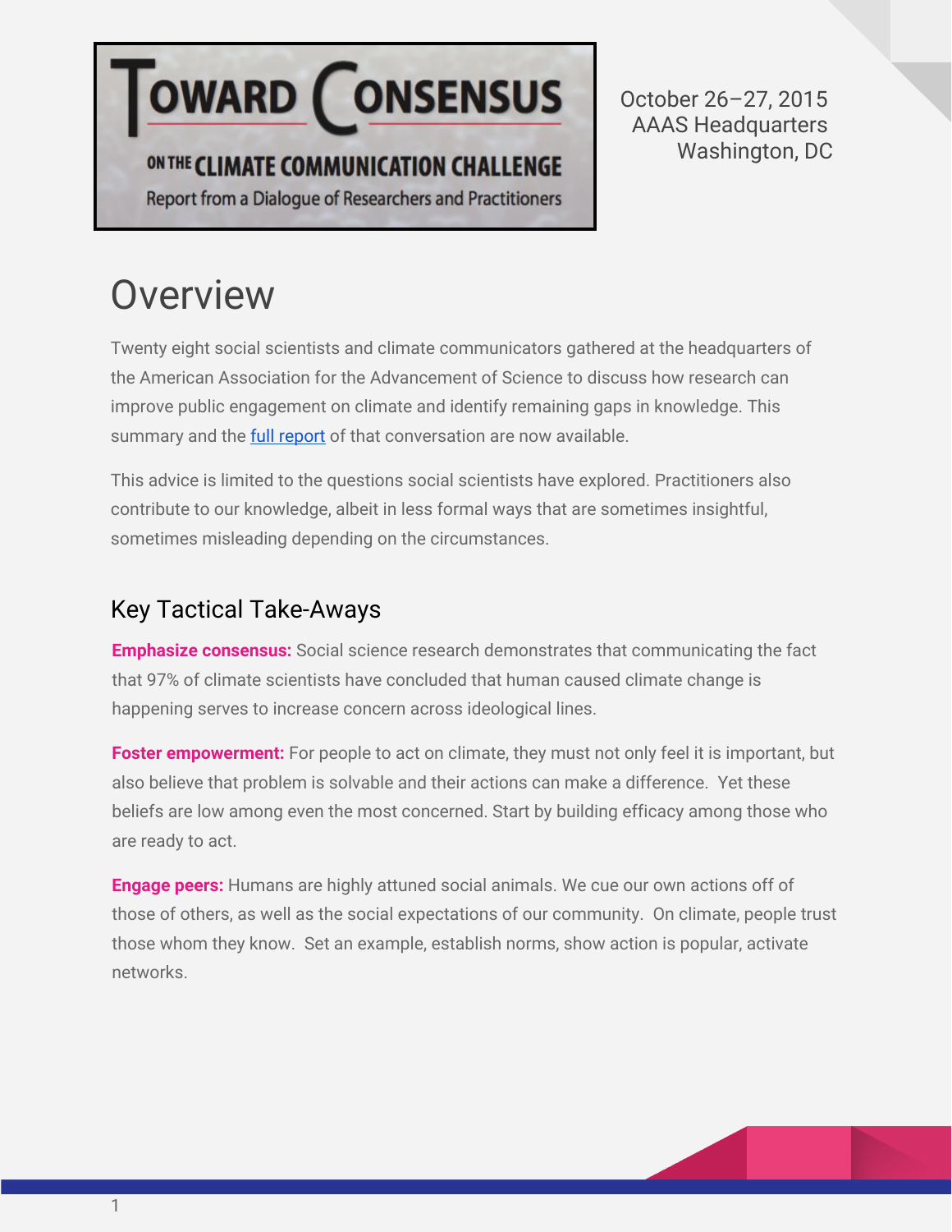# Toward Consensus on the Climate Communication Challenge

Report from a Dialogue of Researchers and Practitioners

October 26–27, 2015
AAAS Headquarters
Washington, DC

# Overview

Twenty eight social scientists and climate communicators gathered at the headquarters of the American Association for the Advancement of Science to discuss how research can improve public engagement on climate and identify remaining gaps in knowledge. This summary and the full report of that conversation are now available.

This advice is limited to the questions social scientists have explored. Practitioners also contribute to our knowledge, albeit in less formal ways that are sometimes insightful, sometimes misleading depending on the circumstances.

## Key Tactical Take-Aways

**Emphasize consensus:** Social science research demonstrates that communicating the fact that 97% of climate scientists have concluded that human caused climate change is happening serves to increase concern across ideological lines.

**Foster empowerment:** For people to act on climate, they must not only feel it is important, but also believe that problem is solvable and their actions can make a difference. Yet these beliefs are low among even the most concerned. Start by building efficacy among those who are ready to act.

**Engage peers:** Humans are highly attuned social animals. We cue our own actions off of those of others, as well as the social expectations of our community. On climate, people trust those whom they know. Set an example, establish norms, show action is popular, activate networks.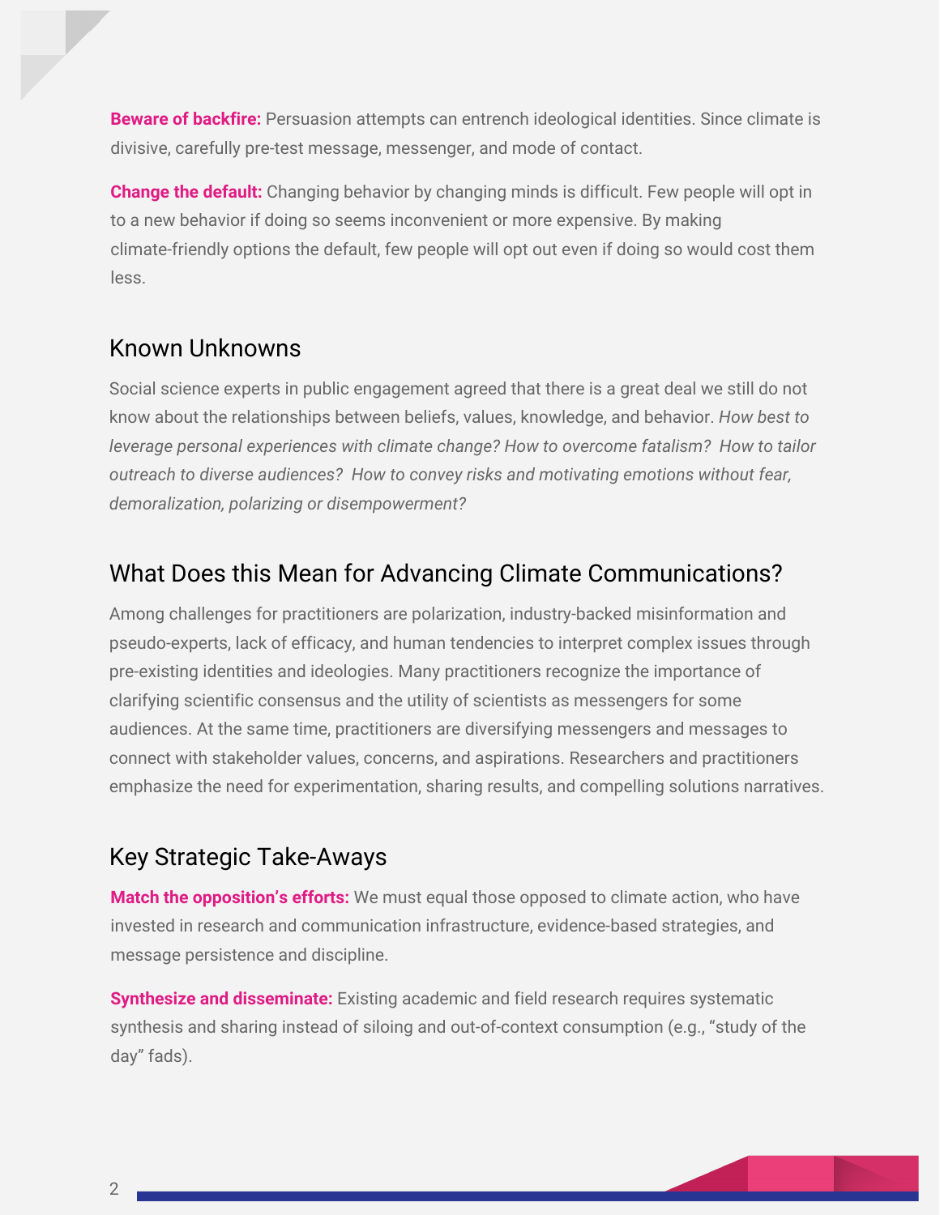**Beware of backfire:** Persuasion attempts can entrench ideological identities. Since climate is divisive, carefully pre-test message, messenger, and mode of contact.

**Change the default:** Changing behavior by changing minds is difficult. Few people will opt in to a new behavior if doing so seems inconvenient or more expensive. By making climate-friendly options the default, few people will opt out even if doing so would cost them less.

## Known Unknowns

Social science experts in public engagement agreed that there is a great deal we still do not know about the relationships between beliefs, values, knowledge, and behavior. *How best to leverage personal experiences with climate change? How to overcome fatalism? How to tailor outreach to diverse audiences? How to convey risks and motivating emotions without fear, demoralization, polarizing or disempowerment?*

## What Does this Mean for Advancing Climate Communications?

Among challenges for practitioners are polarization, industry-backed misinformation and pseudo-experts, lack of efficacy, and human tendencies to interpret complex issues through pre-existing identities and ideologies. Many practitioners recognize the importance of clarifying scientific consensus and the utility of scientists as messengers for some audiences. At the same time, practitioners are diversifying messengers and messages to connect with stakeholder values, concerns, and aspirations. Researchers and practitioners emphasize the need for experimentation, sharing results, and compelling solutions narratives.

## Key Strategic Take-Aways

**Match the opposition's efforts:** We must equal those opposed to climate action, who have invested in research and communication infrastructure, evidence-based strategies, and message persistence and discipline.

**Synthesize and disseminate:** Existing academic and field research requires systematic synthesis and sharing instead of siloing and out-of-context consumption (e.g., "study of the day" fads).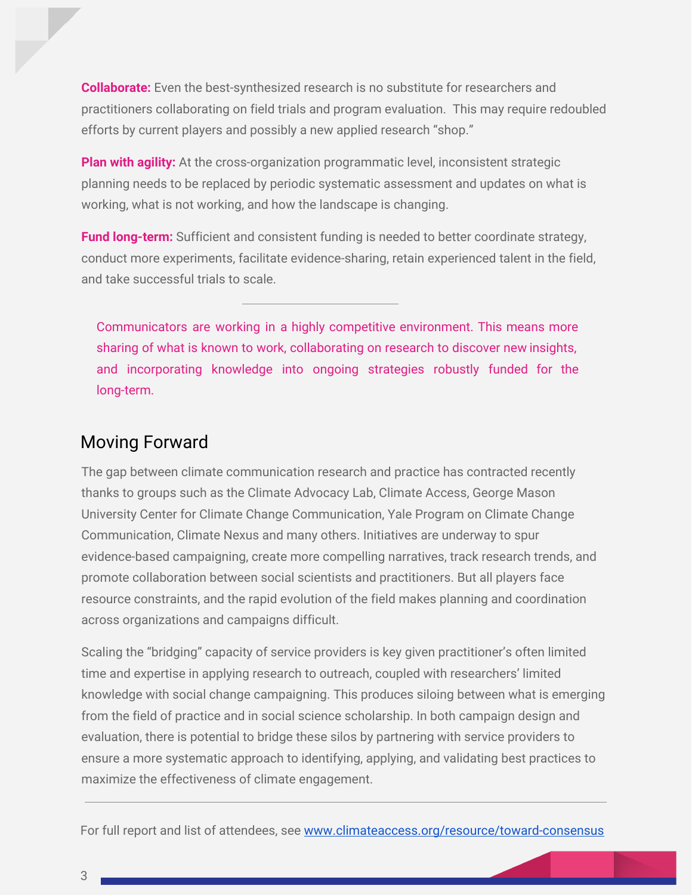**Collaborate:** Even the best-synthesized research is no substitute for researchers and practitioners collaborating on field trials and program evaluation. This may require redoubled efforts by current players and possibly a new applied research "shop."

**Plan with agility:** At the cross-organization programmatic level, inconsistent strategic planning needs to be replaced by periodic systematic assessment and updates on what is working, what is not working, and how the landscape is changing.

**Fund long-term:** Sufficient and consistent funding is needed to better coordinate strategy, conduct more experiments, facilitate evidence-sharing, retain experienced talent in the field, and take successful trials to scale.

---

> Communicators are working in a highly competitive environment. This means more sharing of what is known to work, collaborating on research to discover new insights, and incorporating knowledge into ongoing strategies robustly funded for the long-term.

## Moving Forward

The gap between climate communication research and practice has contracted recently thanks to groups such as the Climate Advocacy Lab, Climate Access, George Mason University Center for Climate Change Communication, Yale Program on Climate Change Communication, Climate Nexus and many others. Initiatives are underway to spur evidence-based campaigning, create more compelling narratives, track research trends, and promote collaboration between social scientists and practitioners. But all players face resource constraints, and the rapid evolution of the field makes planning and coordination across organizations and campaigns difficult.

Scaling the "bridging" capacity of service providers is key given practitioner's often limited time and expertise in applying research to outreach, coupled with researchers' limited knowledge with social change campaigning. This produces siloing between what is emerging from the field of practice and in social science scholarship. In both campaign design and evaluation, there is potential to bridge these silos by partnering with service providers to ensure a more systematic approach to identifying, applying, and validating best practices to maximize the effectiveness of climate engagement.

---

For full report and list of attendees, see [www.climateaccess.org/resource/toward-consensus](www.climateaccess.org/resource/toward-consensus)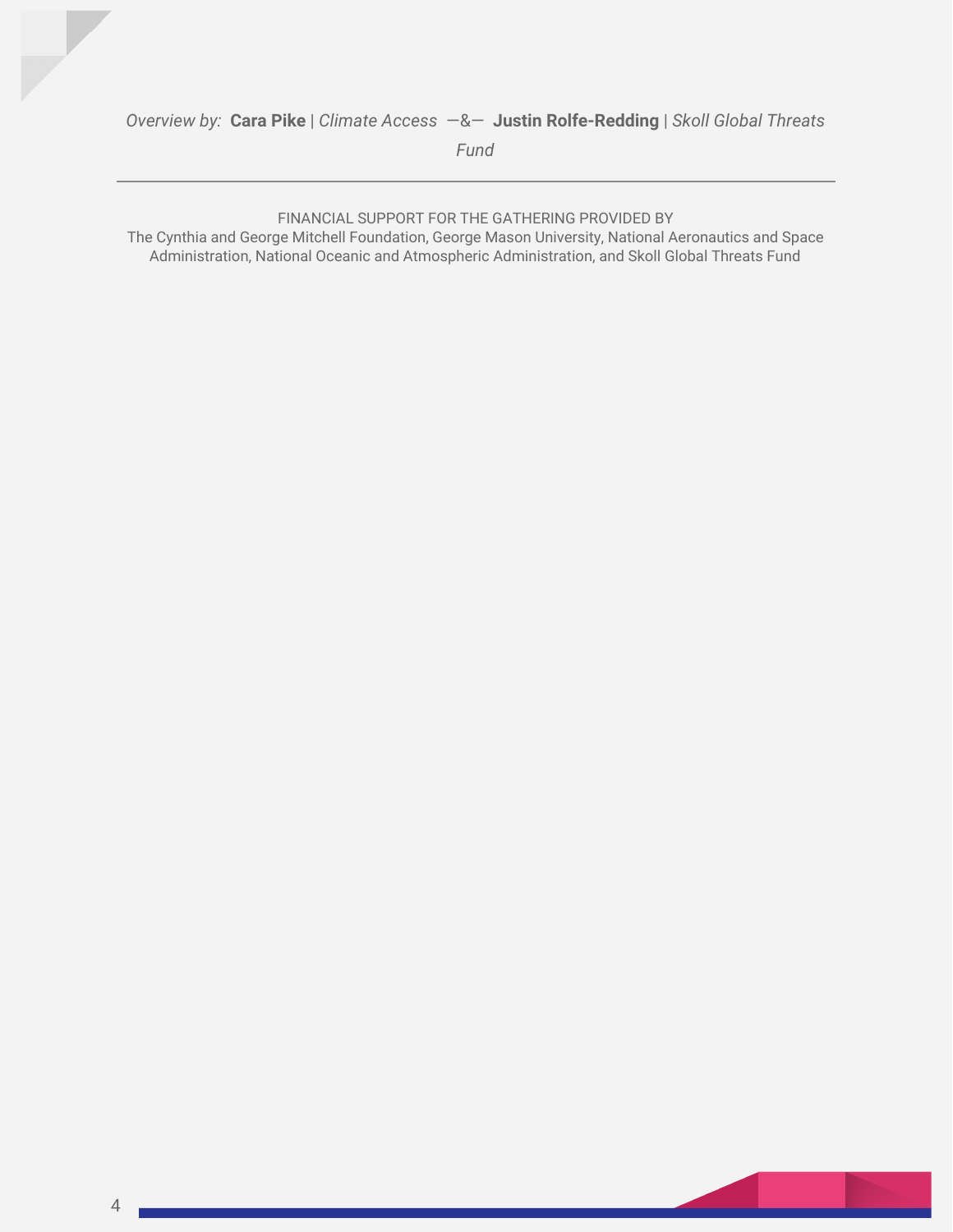*Overview by:* **Cara Pike** | *Climate Access* —&— **Justin Rolfe-Redding** | *Skoll Global Threats Fund*

---

FINANCIAL SUPPORT FOR THE GATHERING PROVIDED BY
The Cynthia and George Mitchell Foundation, George Mason University, National Aeronautics and Space Administration, National Oceanic and Atmospheric Administration, and Skoll Global Threats Fund